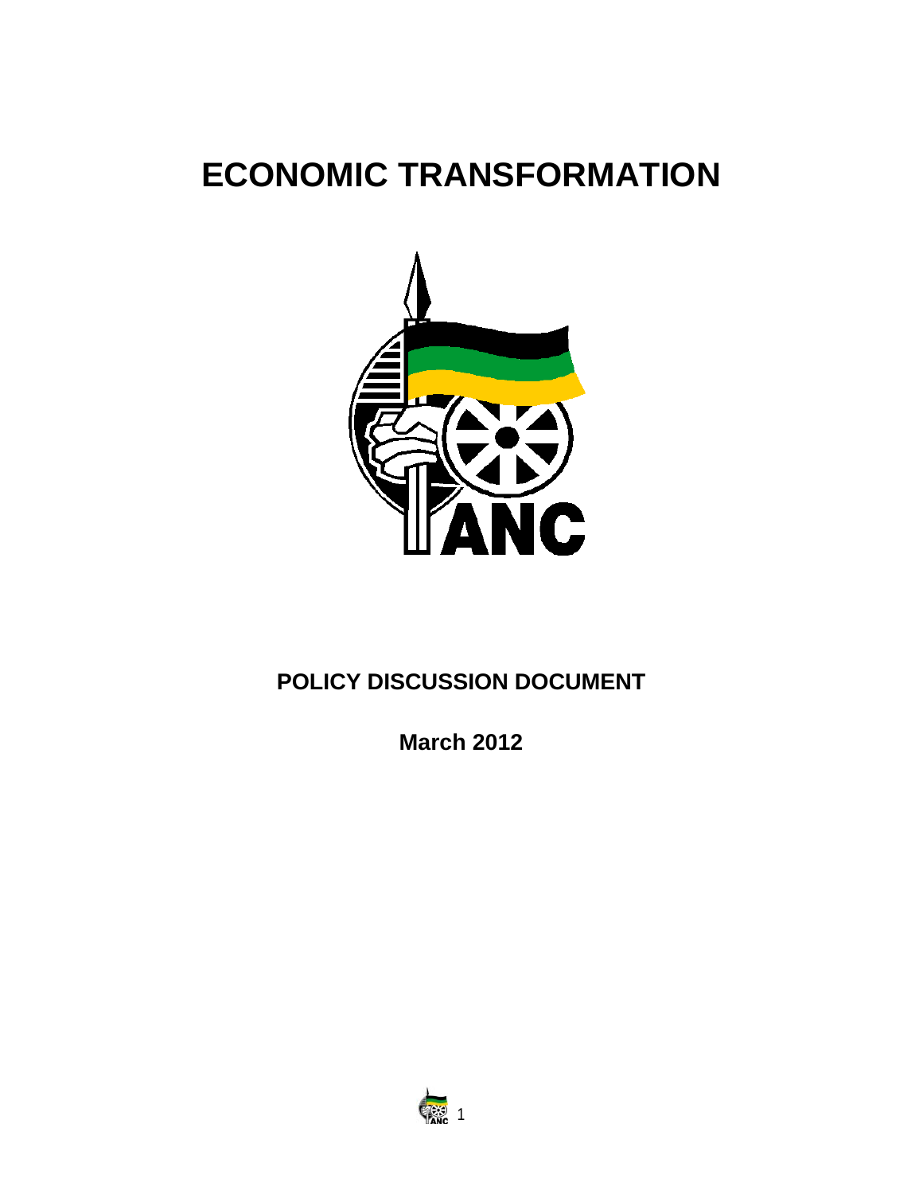# ECONOMIC TRANSFORMATION

**POLICY DISCUSSION DOCUMENT**

**March 2012**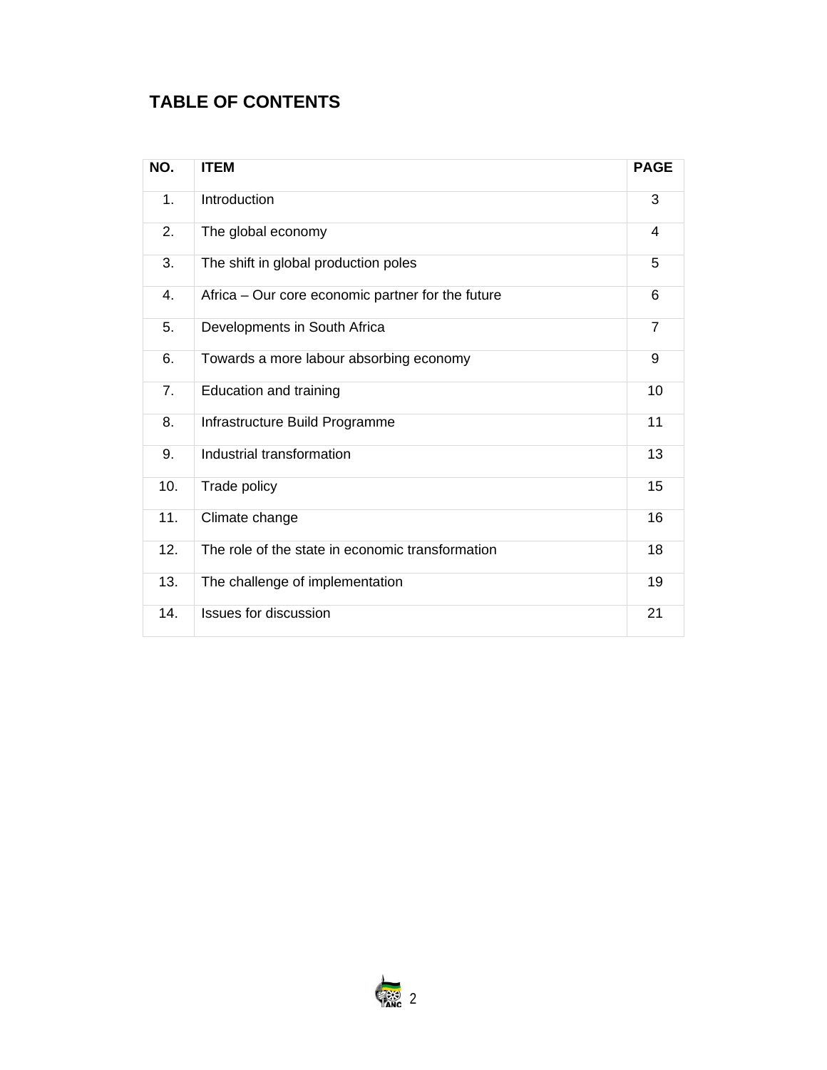## TABLE OF CONTENTS

| NO. | ITEM | PAGE |
|---|---|---|
| 1. | Introduction | 3 |
| 2. | The global economy | 4 |
| 3. | The shift in global production poles | 5 |
| 4. | Africa – Our core economic partner for the future | 6 |
| 5. | Developments in South Africa | 7 |
| 6. | Towards a more labour absorbing economy | 9 |
| 7. | Education and training | 10 |
| 8. | Infrastructure Build Programme | 11 |
| 9. | Industrial transformation | 13 |
| 10. | Trade policy | 15 |
| 11. | Climate change | 16 |
| 12. | The role of the state in economic transformation | 18 |
| 13. | The challenge of implementation | 19 |
| 14. | Issues for discussion | 21 |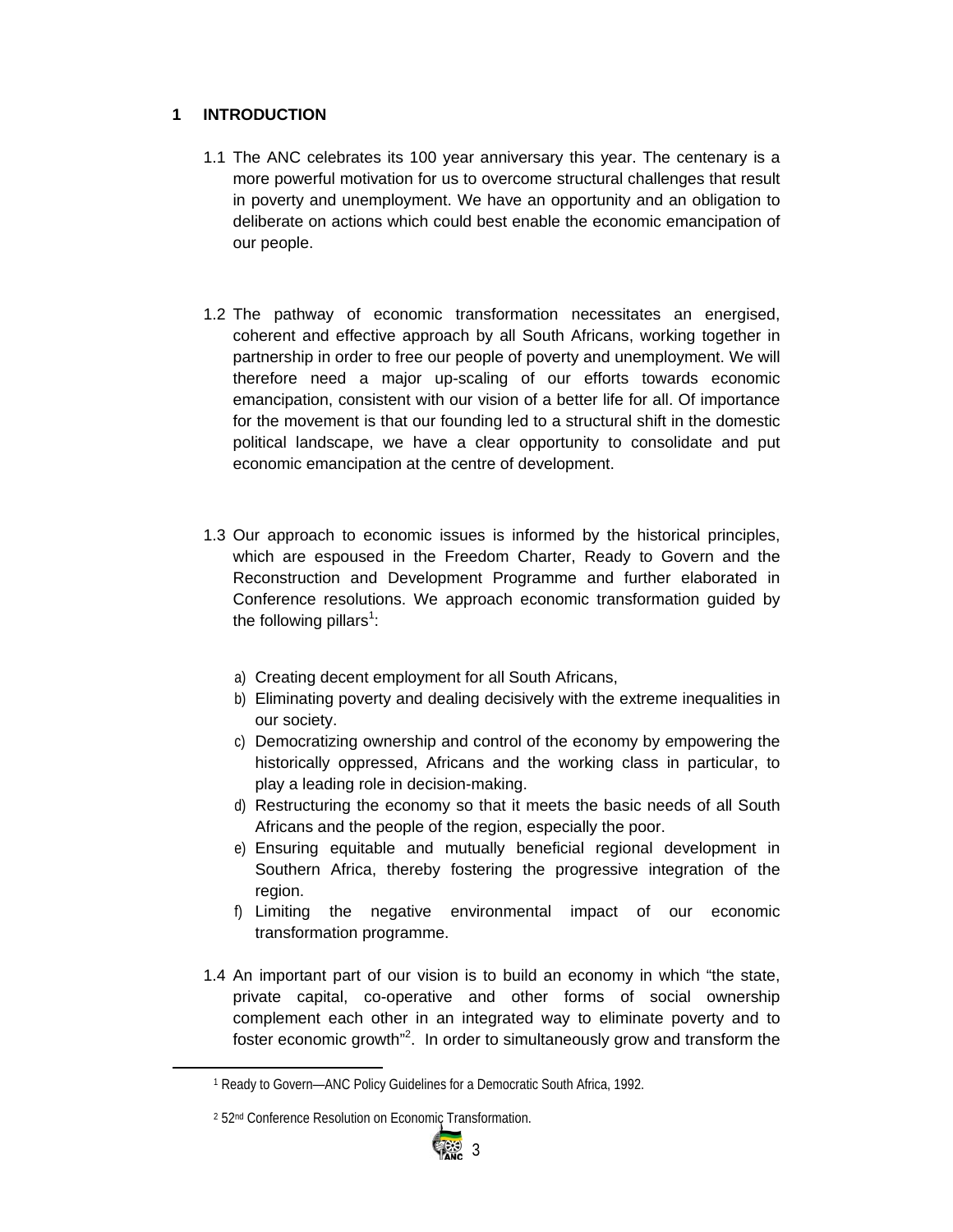# 1 INTRODUCTION

1.1 The ANC celebrates its 100 year anniversary this year. The centenary is a more powerful motivation for us to overcome structural challenges that result in poverty and unemployment. We have an opportunity and an obligation to deliberate on actions which could best enable the economic emancipation of our people.

1.2 The pathway of economic transformation necessitates an energised, coherent and effective approach by all South Africans, working together in partnership in order to free our people of poverty and unemployment. We will therefore need a major up-scaling of our efforts towards economic emancipation, consistent with our vision of a better life for all. Of importance for the movement is that our founding led to a structural shift in the domestic political landscape, we have a clear opportunity to consolidate and put economic emancipation at the centre of development.

1.3 Our approach to economic issues is informed by the historical principles, which are espoused in the Freedom Charter, Ready to Govern and the Reconstruction and Development Programme and further elaborated in Conference resolutions. We approach economic transformation guided by the following pillars[1]:

a) Creating decent employment for all South Africans,
b) Eliminating poverty and dealing decisively with the extreme inequalities in our society.
c) Democratizing ownership and control of the economy by empowering the historically oppressed, Africans and the working class in particular, to play a leading role in decision-making.
d) Restructuring the economy so that it meets the basic needs of all South Africans and the people of the region, especially the poor.
e) Ensuring equitable and mutually beneficial regional development in Southern Africa, thereby fostering the progressive integration of the region.
f) Limiting the negative environmental impact of our economic transformation programme.

1.4 An important part of our vision is to build an economy in which "the state, private capital, co-operative and other forms of social ownership complement each other in an integrated way to eliminate poverty and to foster economic growth"[2]. In order to simultaneously grow and transform the

---

[1] Ready to Govern—ANC Policy Guidelines for a Democratic South Africa, 1992.

[2] 52nd Conference Resolution on Economic Transformation.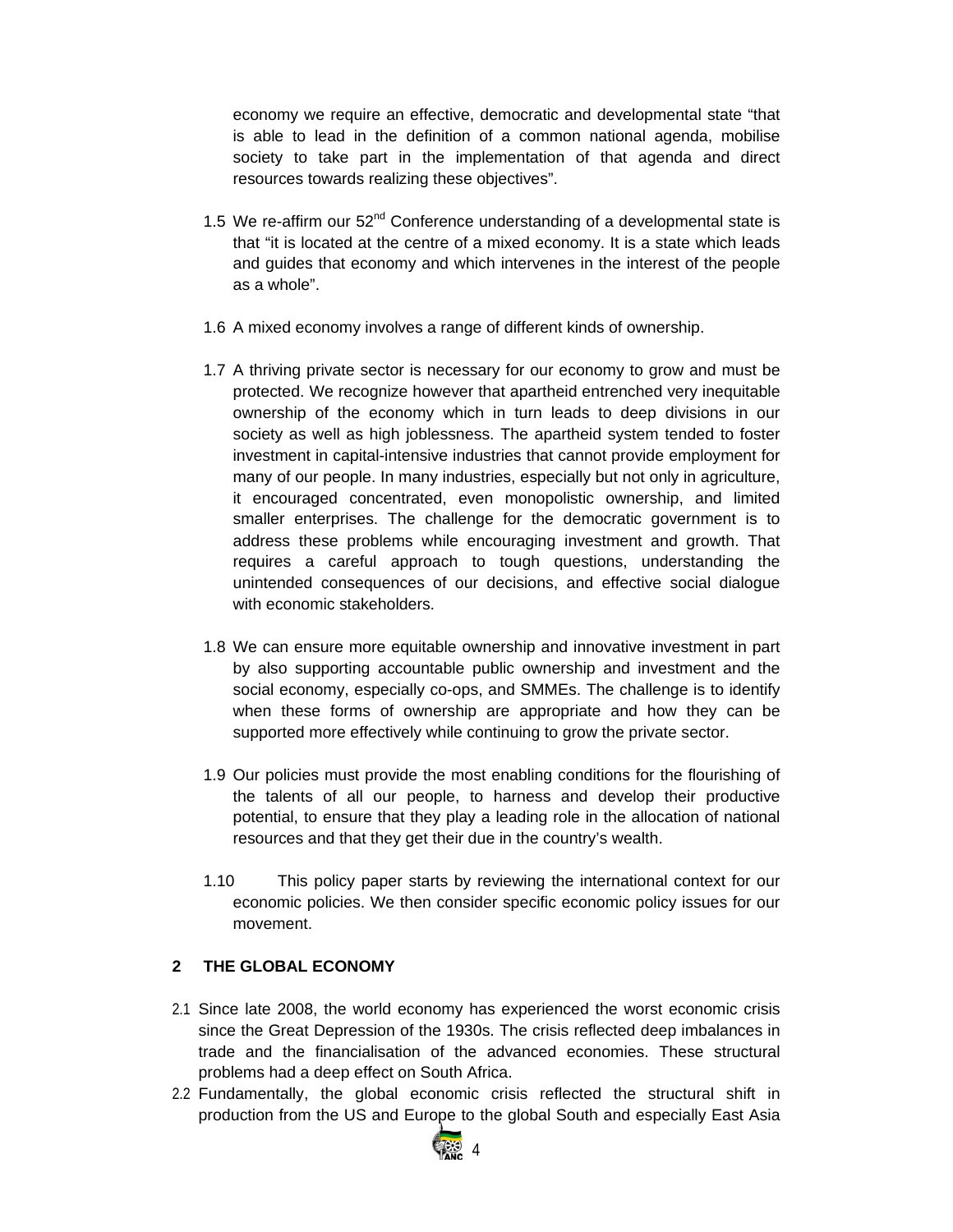economy we require an effective, democratic and developmental state "that is able to lead in the definition of a common national agenda, mobilise society to take part in the implementation of that agenda and direct resources towards realizing these objectives".

1.5 We re-affirm our 52nd Conference understanding of a developmental state is that "it is located at the centre of a mixed economy. It is a state which leads and guides that economy and which intervenes in the interest of the people as a whole".

1.6 A mixed economy involves a range of different kinds of ownership.

1.7 A thriving private sector is necessary for our economy to grow and must be protected. We recognize however that apartheid entrenched very inequitable ownership of the economy which in turn leads to deep divisions in our society as well as high joblessness. The apartheid system tended to foster investment in capital-intensive industries that cannot provide employment for many of our people. In many industries, especially but not only in agriculture, it encouraged concentrated, even monopolistic ownership, and limited smaller enterprises. The challenge for the democratic government is to address these problems while encouraging investment and growth. That requires a careful approach to tough questions, understanding the unintended consequences of our decisions, and effective social dialogue with economic stakeholders.

1.8 We can ensure more equitable ownership and innovative investment in part by also supporting accountable public ownership and investment and the social economy, especially co-ops, and SMMEs. The challenge is to identify when these forms of ownership are appropriate and how they can be supported more effectively while continuing to grow the private sector.

1.9 Our policies must provide the most enabling conditions for the flourishing of the talents of all our people, to harness and develop their productive potential, to ensure that they play a leading role in the allocation of national resources and that they get their due in the country's wealth.

1.10 This policy paper starts by reviewing the international context for our economic policies. We then consider specific economic policy issues for our movement.

## 2 THE GLOBAL ECONOMY

2.1 Since late 2008, the world economy has experienced the worst economic crisis since the Great Depression of the 1930s. The crisis reflected deep imbalances in trade and the financialisation of the advanced economies. These structural problems had a deep effect on South Africa.

2.2 Fundamentally, the global economic crisis reflected the structural shift in production from the US and Europe to the global South and especially East Asia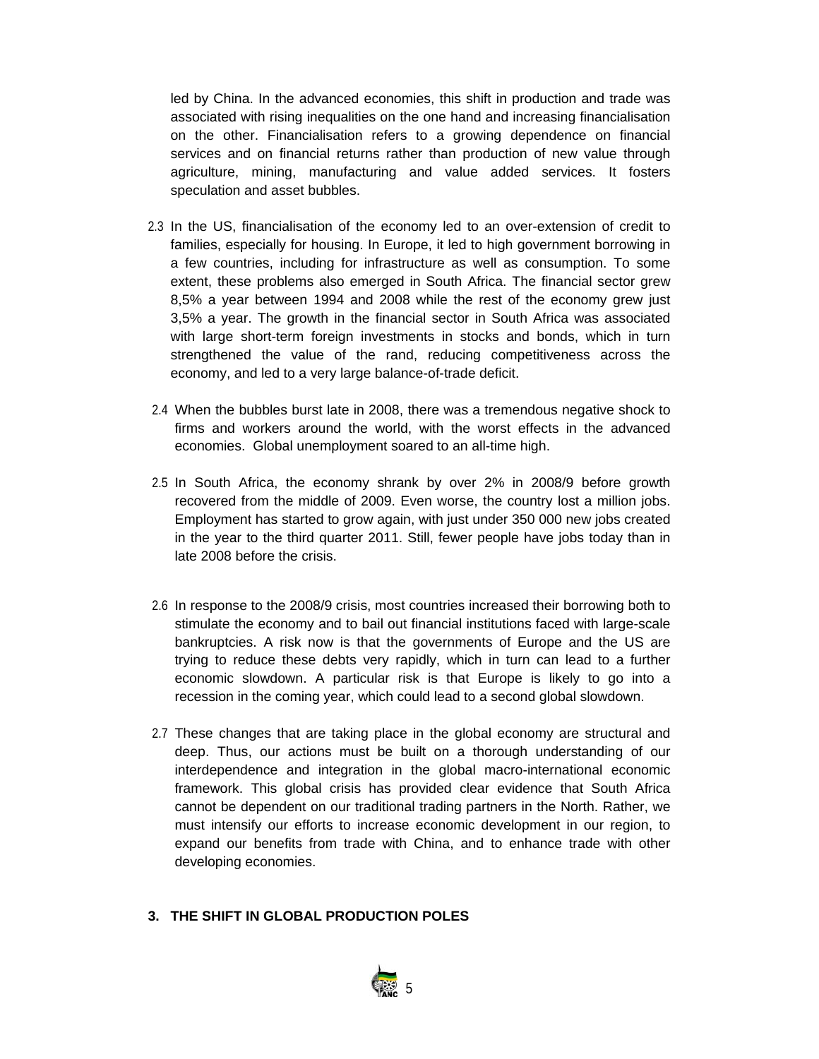led by China. In the advanced economies, this shift in production and trade was associated with rising inequalities on the one hand and increasing financialisation on the other. Financialisation refers to a growing dependence on financial services and on financial returns rather than production of new value through agriculture, mining, manufacturing and value added services. It fosters speculation and asset bubbles.

2.3 In the US, financialisation of the economy led to an over-extension of credit to families, especially for housing. In Europe, it led to high government borrowing in a few countries, including for infrastructure as well as consumption. To some extent, these problems also emerged in South Africa. The financial sector grew 8,5% a year between 1994 and 2008 while the rest of the economy grew just 3,5% a year. The growth in the financial sector in South Africa was associated with large short-term foreign investments in stocks and bonds, which in turn strengthened the value of the rand, reducing competitiveness across the economy, and led to a very large balance-of-trade deficit.

2.4 When the bubbles burst late in 2008, there was a tremendous negative shock to firms and workers around the world, with the worst effects in the advanced economies. Global unemployment soared to an all-time high.

2.5 In South Africa, the economy shrank by over 2% in 2008/9 before growth recovered from the middle of 2009. Even worse, the country lost a million jobs. Employment has started to grow again, with just under 350 000 new jobs created in the year to the third quarter 2011. Still, fewer people have jobs today than in late 2008 before the crisis.

2.6 In response to the 2008/9 crisis, most countries increased their borrowing both to stimulate the economy and to bail out financial institutions faced with large-scale bankruptcies. A risk now is that the governments of Europe and the US are trying to reduce these debts very rapidly, which in turn can lead to a further economic slowdown. A particular risk is that Europe is likely to go into a recession in the coming year, which could lead to a second global slowdown.

2.7 These changes that are taking place in the global economy are structural and deep. Thus, our actions must be built on a thorough understanding of our interdependence and integration in the global macro-international economic framework. This global crisis has provided clear evidence that South Africa cannot be dependent on our traditional trading partners in the North. Rather, we must intensify our efforts to increase economic development in our region, to expand our benefits from trade with China, and to enhance trade with other developing economies.

## 3. THE SHIFT IN GLOBAL PRODUCTION POLES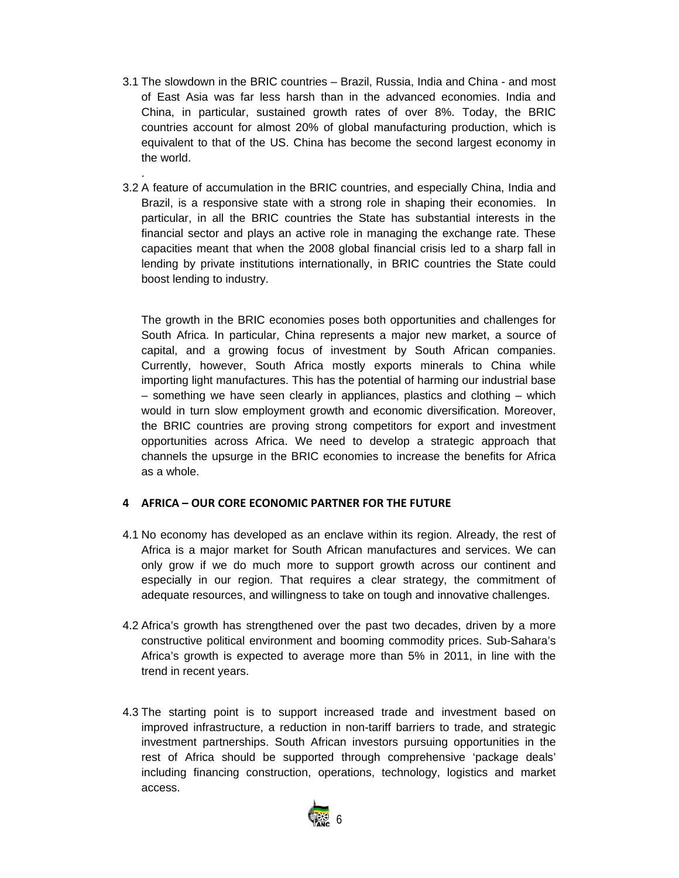3.1 The slowdown in the BRIC countries – Brazil, Russia, India and China - and most of East Asia was far less harsh than in the advanced economies. India and China, in particular, sustained growth rates of over 8%. Today, the BRIC countries account for almost 20% of global manufacturing production, which is equivalent to that of the US. China has become the second largest economy in the world.

.

3.2 A feature of accumulation in the BRIC countries, and especially China, India and Brazil, is a responsive state with a strong role in shaping their economies. In particular, in all the BRIC countries the State has substantial interests in the financial sector and plays an active role in managing the exchange rate. These capacities meant that when the 2008 global financial crisis led to a sharp fall in lending by private institutions internationally, in BRIC countries the State could boost lending to industry.

The growth in the BRIC economies poses both opportunities and challenges for South Africa. In particular, China represents a major new market, a source of capital, and a growing focus of investment by South African companies. Currently, however, South Africa mostly exports minerals to China while importing light manufactures. This has the potential of harming our industrial base – something we have seen clearly in appliances, plastics and clothing – which would in turn slow employment growth and economic diversification. Moreover, the BRIC countries are proving strong competitors for export and investment opportunities across Africa. We need to develop a strategic approach that channels the upsurge in the BRIC economies to increase the benefits for Africa as a whole.

## 4 AFRICA – OUR CORE ECONOMIC PARTNER FOR THE FUTURE

4.1 No economy has developed as an enclave within its region. Already, the rest of Africa is a major market for South African manufactures and services. We can only grow if we do much more to support growth across our continent and especially in our region. That requires a clear strategy, the commitment of adequate resources, and willingness to take on tough and innovative challenges.

4.2 Africa's growth has strengthened over the past two decades, driven by a more constructive political environment and booming commodity prices. Sub-Sahara's Africa's growth is expected to average more than 5% in 2011, in line with the trend in recent years.

4.3 The starting point is to support increased trade and investment based on improved infrastructure, a reduction in non-tariff barriers to trade, and strategic investment partnerships. South African investors pursuing opportunities in the rest of Africa should be supported through comprehensive 'package deals' including financing construction, operations, technology, logistics and market access.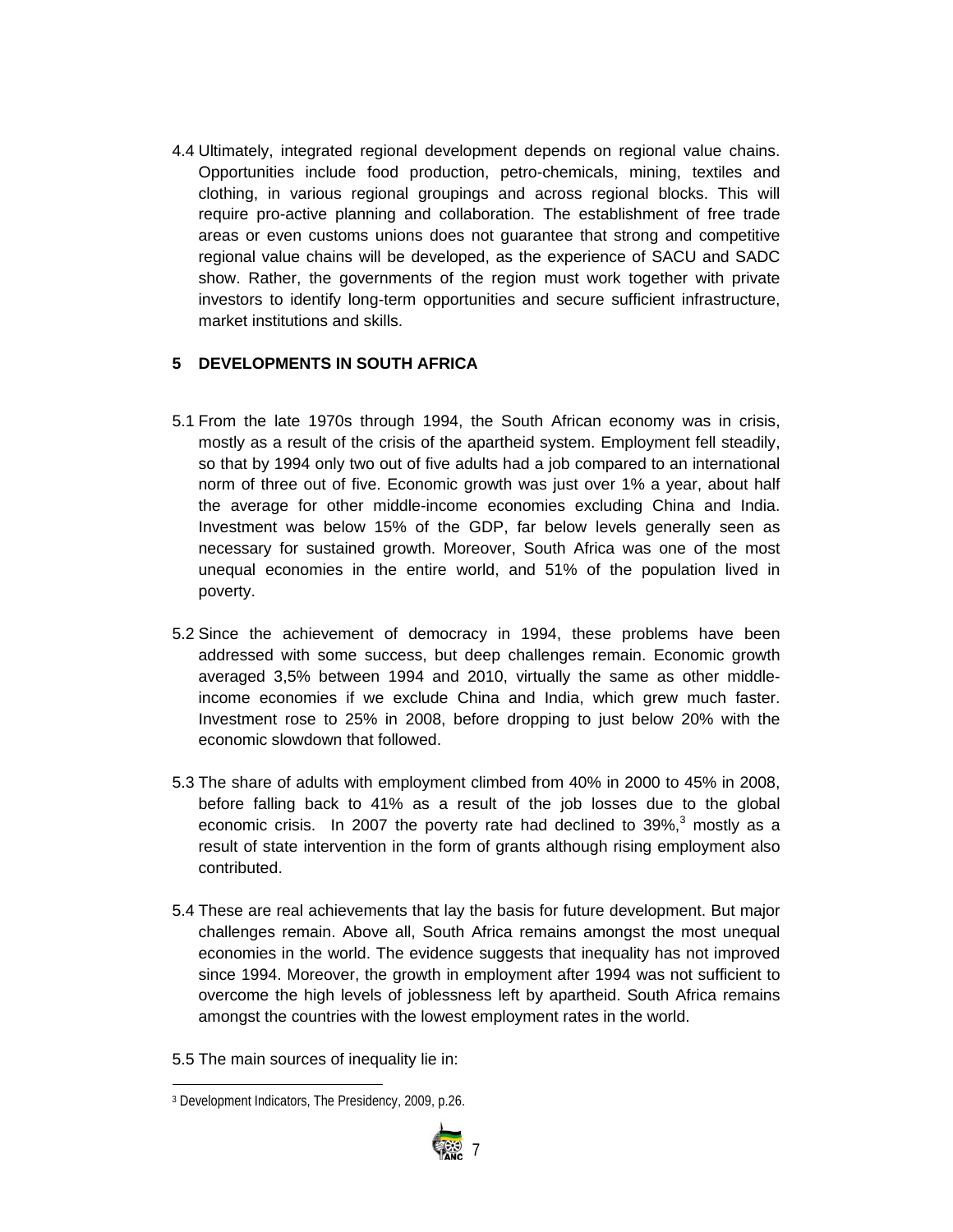4.4 Ultimately, integrated regional development depends on regional value chains. Opportunities include food production, petro-chemicals, mining, textiles and clothing, in various regional groupings and across regional blocks. This will require pro-active planning and collaboration. The establishment of free trade areas or even customs unions does not guarantee that strong and competitive regional value chains will be developed, as the experience of SACU and SADC show. Rather, the governments of the region must work together with private investors to identify long-term opportunities and secure sufficient infrastructure, market institutions and skills.

## 5 DEVELOPMENTS IN SOUTH AFRICA

5.1 From the late 1970s through 1994, the South African economy was in crisis, mostly as a result of the crisis of the apartheid system. Employment fell steadily, so that by 1994 only two out of five adults had a job compared to an international norm of three out of five. Economic growth was just over 1% a year, about half the average for other middle-income economies excluding China and India. Investment was below 15% of the GDP, far below levels generally seen as necessary for sustained growth. Moreover, South Africa was one of the most unequal economies in the entire world, and 51% of the population lived in poverty.

5.2 Since the achievement of democracy in 1994, these problems have been addressed with some success, but deep challenges remain. Economic growth averaged 3,5% between 1994 and 2010, virtually the same as other middle-income economies if we exclude China and India, which grew much faster. Investment rose to 25% in 2008, before dropping to just below 20% with the economic slowdown that followed.

5.3 The share of adults with employment climbed from 40% in 2000 to 45% in 2008, before falling back to 41% as a result of the job losses due to the global economic crisis. In 2007 the poverty rate had declined to 39%,[3] mostly as a result of state intervention in the form of grants although rising employment also contributed.

5.4 These are real achievements that lay the basis for future development. But major challenges remain. Above all, South Africa remains amongst the most unequal economies in the world. The evidence suggests that inequality has not improved since 1994. Moreover, the growth in employment after 1994 was not sufficient to overcome the high levels of joblessness left by apartheid. South Africa remains amongst the countries with the lowest employment rates in the world.

5.5 The main sources of inequality lie in:

---

[3] Development Indicators, The Presidency, 2009, p.26.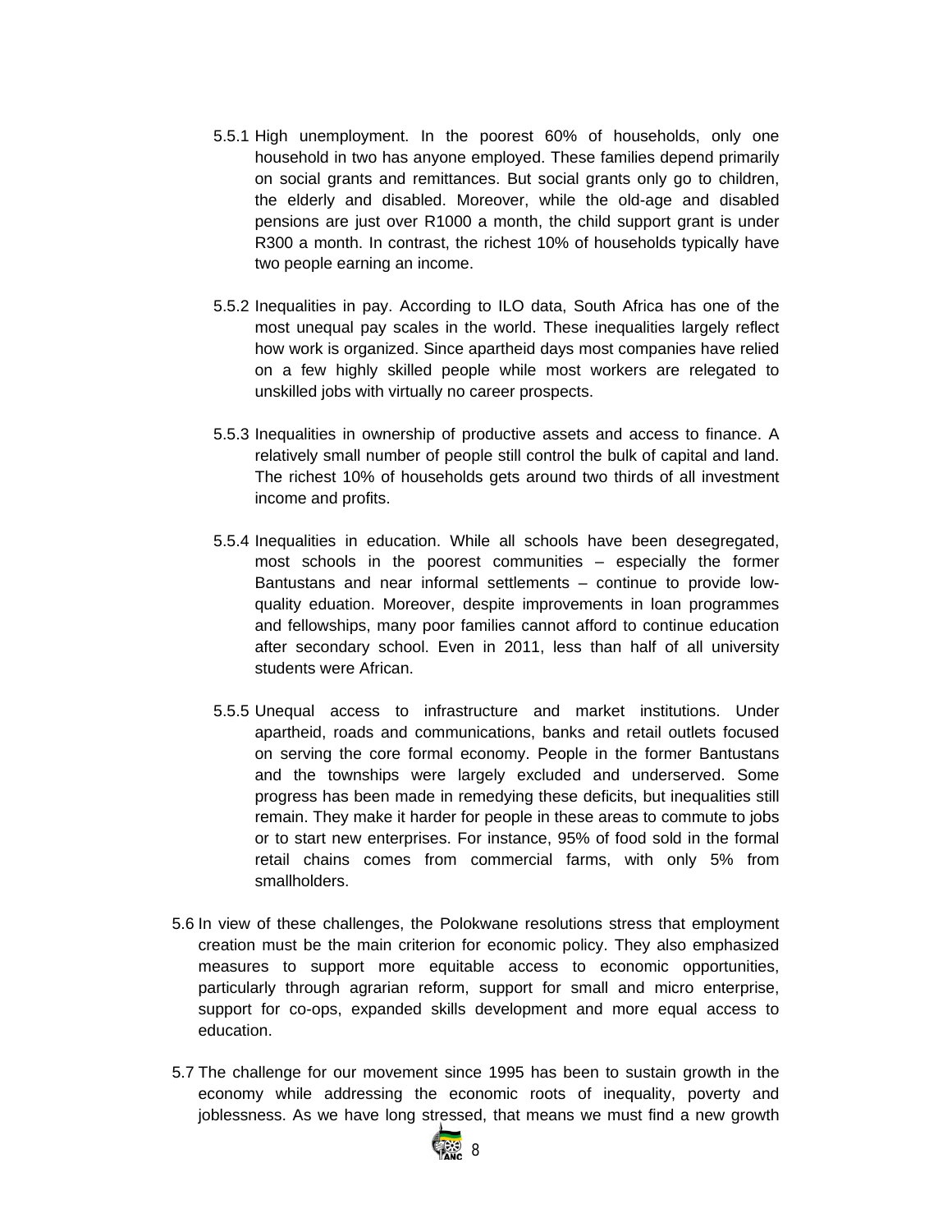5.5.1 High unemployment. In the poorest 60% of households, only one household in two has anyone employed. These families depend primarily on social grants and remittances. But social grants only go to children, the elderly and disabled. Moreover, while the old-age and disabled pensions are just over R1000 a month, the child support grant is under R300 a month. In contrast, the richest 10% of households typically have two people earning an income.

5.5.2 Inequalities in pay. According to ILO data, South Africa has one of the most unequal pay scales in the world. These inequalities largely reflect how work is organized. Since apartheid days most companies have relied on a few highly skilled people while most workers are relegated to unskilled jobs with virtually no career prospects.

5.5.3 Inequalities in ownership of productive assets and access to finance. A relatively small number of people still control the bulk of capital and land. The richest 10% of households gets around two thirds of all investment income and profits.

5.5.4 Inequalities in education. While all schools have been desegregated, most schools in the poorest communities – especially the former Bantustans and near informal settlements – continue to provide low-quality eduation. Moreover, despite improvements in loan programmes and fellowships, many poor families cannot afford to continue education after secondary school. Even in 2011, less than half of all university students were African.

5.5.5 Unequal access to infrastructure and market institutions. Under apartheid, roads and communications, banks and retail outlets focused on serving the core formal economy. People in the former Bantustans and the townships were largely excluded and underserved. Some progress has been made in remedying these deficits, but inequalities still remain. They make it harder for people in these areas to commute to jobs or to start new enterprises. For instance, 95% of food sold in the formal retail chains comes from commercial farms, with only 5% from smallholders.

5.6 In view of these challenges, the Polokwane resolutions stress that employment creation must be the main criterion for economic policy. They also emphasized measures to support more equitable access to economic opportunities, particularly through agrarian reform, support for small and micro enterprise, support for co-ops, expanded skills development and more equal access to education.

5.7 The challenge for our movement since 1995 has been to sustain growth in the economy while addressing the economic roots of inequality, poverty and joblessness. As we have long stressed, that means we must find a new growth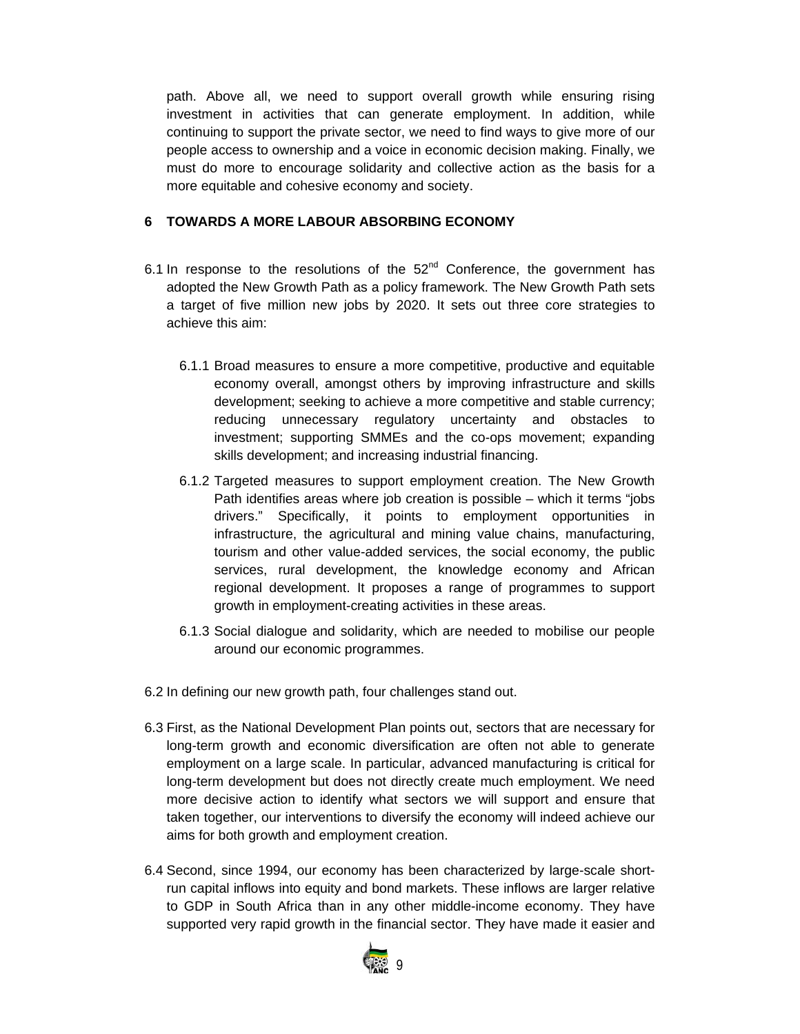path. Above all, we need to support overall growth while ensuring rising investment in activities that can generate employment. In addition, while continuing to support the private sector, we need to find ways to give more of our people access to ownership and a voice in economic decision making. Finally, we must do more to encourage solidarity and collective action as the basis for a more equitable and cohesive economy and society.

## 6 TOWARDS A MORE LABOUR ABSORBING ECONOMY

6.1 In response to the resolutions of the 52nd Conference, the government has adopted the New Growth Path as a policy framework. The New Growth Path sets a target of five million new jobs by 2020. It sets out three core strategies to achieve this aim:

6.1.1 Broad measures to ensure a more competitive, productive and equitable economy overall, amongst others by improving infrastructure and skills development; seeking to achieve a more competitive and stable currency; reducing unnecessary regulatory uncertainty and obstacles to investment; supporting SMMEs and the co-ops movement; expanding skills development; and increasing industrial financing.

6.1.2 Targeted measures to support employment creation. The New Growth Path identifies areas where job creation is possible – which it terms "jobs drivers." Specifically, it points to employment opportunities in infrastructure, the agricultural and mining value chains, manufacturing, tourism and other value-added services, the social economy, the public services, rural development, the knowledge economy and African regional development. It proposes a range of programmes to support growth in employment-creating activities in these areas.

6.1.3 Social dialogue and solidarity, which are needed to mobilise our people around our economic programmes.

6.2 In defining our new growth path, four challenges stand out.

6.3 First, as the National Development Plan points out, sectors that are necessary for long-term growth and economic diversification are often not able to generate employment on a large scale. In particular, advanced manufacturing is critical for long-term development but does not directly create much employment. We need more decisive action to identify what sectors we will support and ensure that taken together, our interventions to diversify the economy will indeed achieve our aims for both growth and employment creation.

6.4 Second, since 1994, our economy has been characterized by large-scale short-run capital inflows into equity and bond markets. These inflows are larger relative to GDP in South Africa than in any other middle-income economy. They have supported very rapid growth in the financial sector. They have made it easier and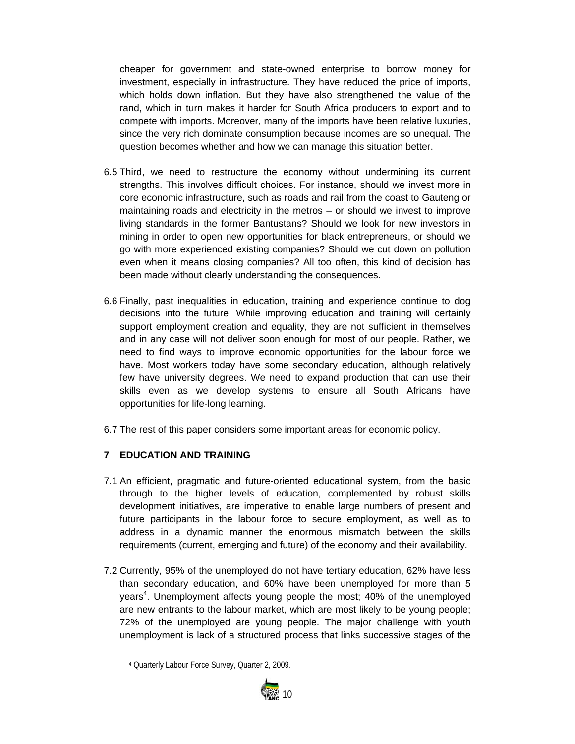cheaper for government and state-owned enterprise to borrow money for investment, especially in infrastructure. They have reduced the price of imports, which holds down inflation. But they have also strengthened the value of the rand, which in turn makes it harder for South Africa producers to export and to compete with imports. Moreover, many of the imports have been relative luxuries, since the very rich dominate consumption because incomes are so unequal. The question becomes whether and how we can manage this situation better.

6.5 Third, we need to restructure the economy without undermining its current strengths. This involves difficult choices. For instance, should we invest more in core economic infrastructure, such as roads and rail from the coast to Gauteng or maintaining roads and electricity in the metros – or should we invest to improve living standards in the former Bantustans? Should we look for new investors in mining in order to open new opportunities for black entrepreneurs, or should we go with more experienced existing companies? Should we cut down on pollution even when it means closing companies? All too often, this kind of decision has been made without clearly understanding the consequences.

6.6 Finally, past inequalities in education, training and experience continue to dog decisions into the future. While improving education and training will certainly support employment creation and equality, they are not sufficient in themselves and in any case will not deliver soon enough for most of our people. Rather, we need to find ways to improve economic opportunities for the labour force we have. Most workers today have some secondary education, although relatively few have university degrees. We need to expand production that can use their skills even as we develop systems to ensure all South Africans have opportunities for life-long learning.

6.7 The rest of this paper considers some important areas for economic policy.

## 7 EDUCATION AND TRAINING

7.1 An efficient, pragmatic and future-oriented educational system, from the basic through to the higher levels of education, complemented by robust skills development initiatives, are imperative to enable large numbers of present and future participants in the labour force to secure employment, as well as to address in a dynamic manner the enormous mismatch between the skills requirements (current, emerging and future) of the economy and their availability.

7.2 Currently, 95% of the unemployed do not have tertiary education, 62% have less than secondary education, and 60% have been unemployed for more than 5 years[4]. Unemployment affects young people the most; 40% of the unemployed are new entrants to the labour market, which are most likely to be young people; 72% of the unemployed are young people. The major challenge with youth unemployment is lack of a structured process that links successive stages of the

[4] Quarterly Labour Force Survey, Quarter 2, 2009.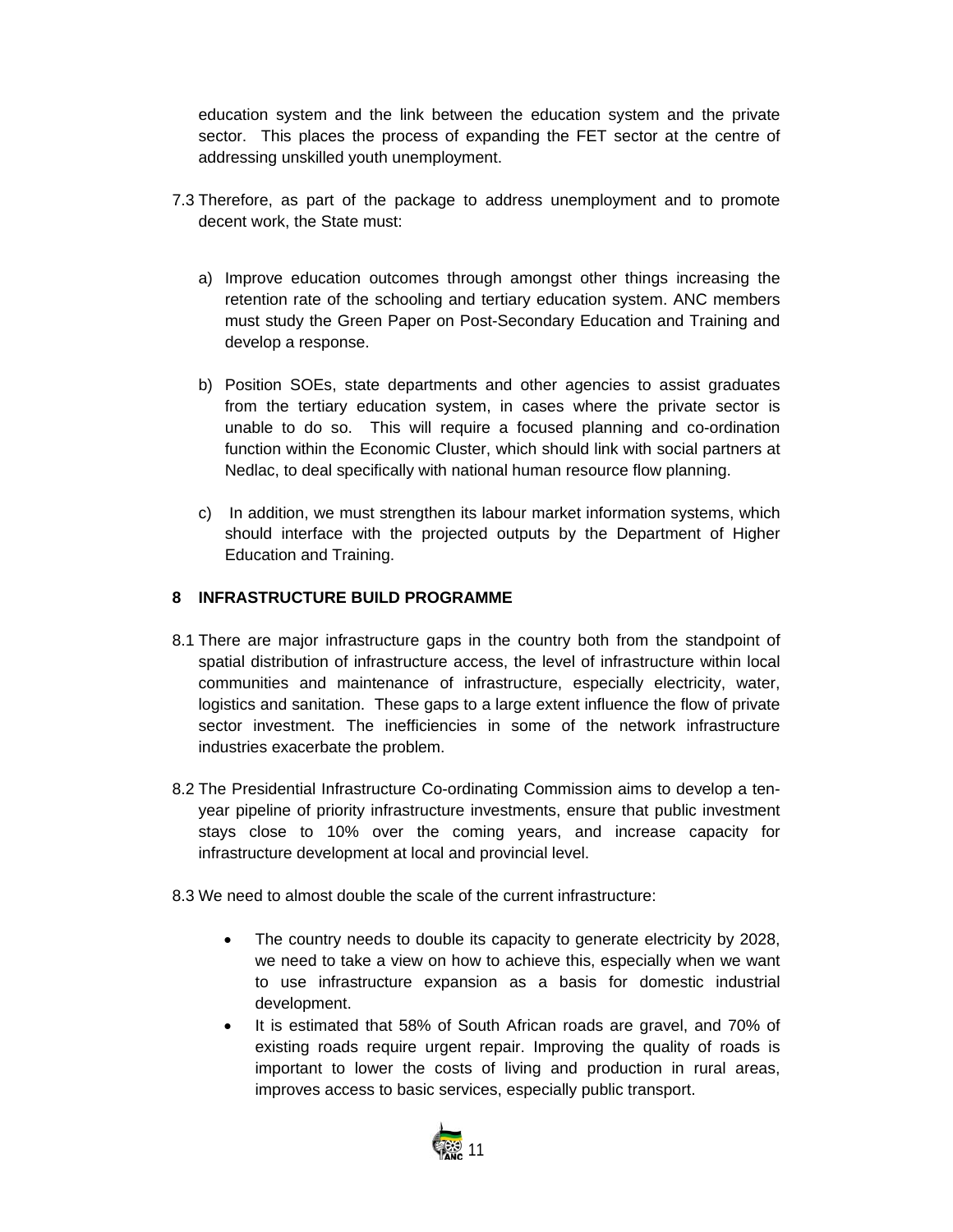education system and the link between the education system and the private sector. This places the process of expanding the FET sector at the centre of addressing unskilled youth unemployment.

7.3 Therefore, as part of the package to address unemployment and to promote decent work, the State must:

a) Improve education outcomes through amongst other things increasing the retention rate of the schooling and tertiary education system. ANC members must study the Green Paper on Post-Secondary Education and Training and develop a response.

b) Position SOEs, state departments and other agencies to assist graduates from the tertiary education system, in cases where the private sector is unable to do so. This will require a focused planning and co-ordination function within the Economic Cluster, which should link with social partners at Nedlac, to deal specifically with national human resource flow planning.

c) In addition, we must strengthen its labour market information systems, which should interface with the projected outputs by the Department of Higher Education and Training.

## 8 INFRASTRUCTURE BUILD PROGRAMME

8.1 There are major infrastructure gaps in the country both from the standpoint of spatial distribution of infrastructure access, the level of infrastructure within local communities and maintenance of infrastructure, especially electricity, water, logistics and sanitation. These gaps to a large extent influence the flow of private sector investment. The inefficiencies in some of the network infrastructure industries exacerbate the problem.

8.2 The Presidential Infrastructure Co-ordinating Commission aims to develop a ten-year pipeline of priority infrastructure investments, ensure that public investment stays close to 10% over the coming years, and increase capacity for infrastructure development at local and provincial level.

8.3 We need to almost double the scale of the current infrastructure:

- The country needs to double its capacity to generate electricity by 2028, we need to take a view on how to achieve this, especially when we want to use infrastructure expansion as a basis for domestic industrial development.
- It is estimated that 58% of South African roads are gravel, and 70% of existing roads require urgent repair. Improving the quality of roads is important to lower the costs of living and production in rural areas, improves access to basic services, especially public transport.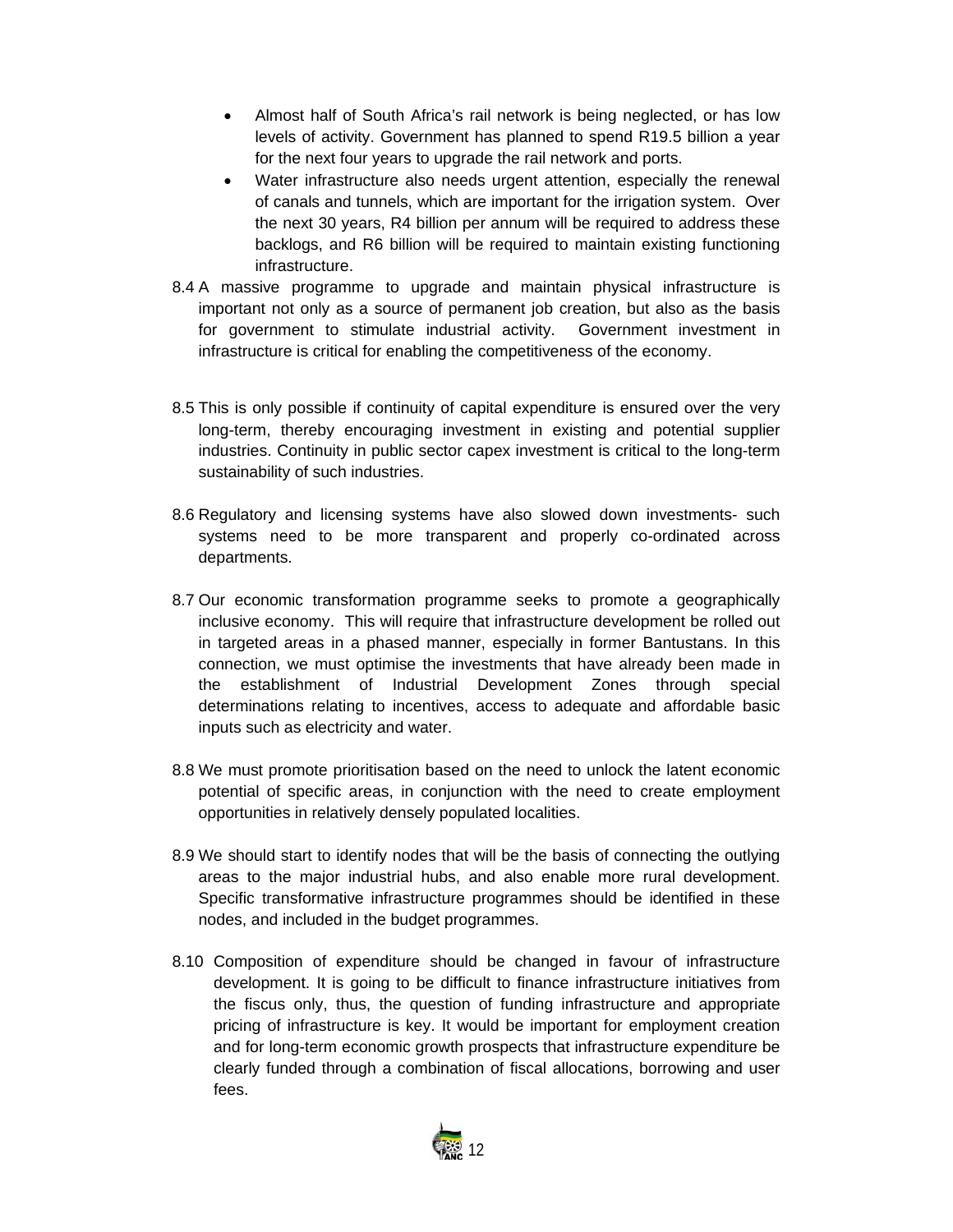- Almost half of South Africa's rail network is being neglected, or has low levels of activity. Government has planned to spend R19.5 billion a year for the next four years to upgrade the rail network and ports.
- Water infrastructure also needs urgent attention, especially the renewal of canals and tunnels, which are important for the irrigation system. Over the next 30 years, R4 billion per annum will be required to address these backlogs, and R6 billion will be required to maintain existing functioning infrastructure.

8.4 A massive programme to upgrade and maintain physical infrastructure is important not only as a source of permanent job creation, but also as the basis for government to stimulate industrial activity. Government investment in infrastructure is critical for enabling the competitiveness of the economy.

8.5 This is only possible if continuity of capital expenditure is ensured over the very long-term, thereby encouraging investment in existing and potential supplier industries. Continuity in public sector capex investment is critical to the long-term sustainability of such industries.

8.6 Regulatory and licensing systems have also slowed down investments- such systems need to be more transparent and properly co-ordinated across departments.

8.7 Our economic transformation programme seeks to promote a geographically inclusive economy. This will require that infrastructure development be rolled out in targeted areas in a phased manner, especially in former Bantustans. In this connection, we must optimise the investments that have already been made in the establishment of Industrial Development Zones through special determinations relating to incentives, access to adequate and affordable basic inputs such as electricity and water.

8.8 We must promote prioritisation based on the need to unlock the latent economic potential of specific areas, in conjunction with the need to create employment opportunities in relatively densely populated localities.

8.9 We should start to identify nodes that will be the basis of connecting the outlying areas to the major industrial hubs, and also enable more rural development. Specific transformative infrastructure programmes should be identified in these nodes, and included in the budget programmes.

8.10 Composition of expenditure should be changed in favour of infrastructure development. It is going to be difficult to finance infrastructure initiatives from the fiscus only, thus, the question of funding infrastructure and appropriate pricing of infrastructure is key. It would be important for employment creation and for long-term economic growth prospects that infrastructure expenditure be clearly funded through a combination of fiscal allocations, borrowing and user fees.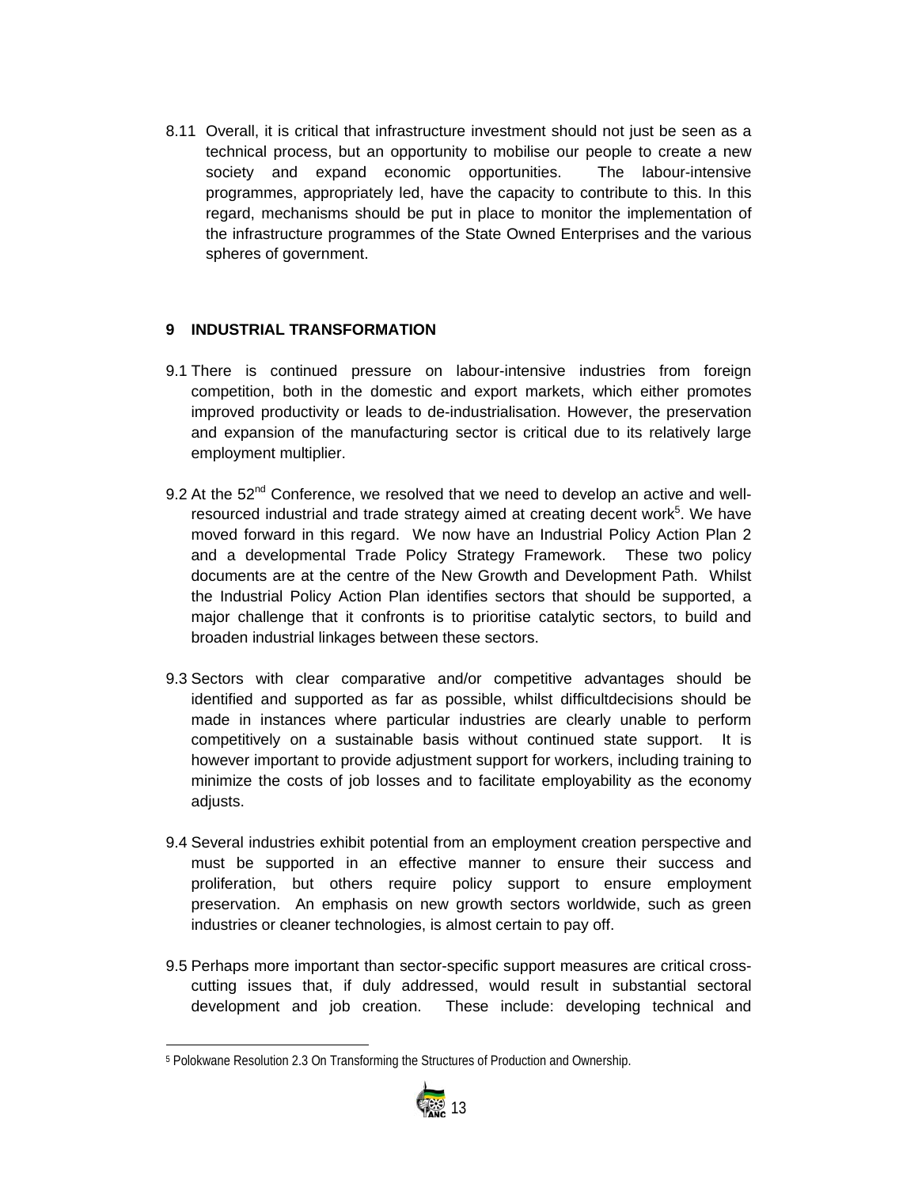8.11 Overall, it is critical that infrastructure investment should not just be seen as a technical process, but an opportunity to mobilise our people to create a new society and expand economic opportunities. The labour-intensive programmes, appropriately led, have the capacity to contribute to this. In this regard, mechanisms should be put in place to monitor the implementation of the infrastructure programmes of the State Owned Enterprises and the various spheres of government.

## 9 INDUSTRIAL TRANSFORMATION

9.1 There is continued pressure on labour-intensive industries from foreign competition, both in the domestic and export markets, which either promotes improved productivity or leads to de-industrialisation. However, the preservation and expansion of the manufacturing sector is critical due to its relatively large employment multiplier.

9.2 At the 52nd Conference, we resolved that we need to develop an active and well-resourced industrial and trade strategy aimed at creating decent work[5]. We have moved forward in this regard. We now have an Industrial Policy Action Plan 2 and a developmental Trade Policy Strategy Framework. These two policy documents are at the centre of the New Growth and Development Path. Whilst the Industrial Policy Action Plan identifies sectors that should be supported, a major challenge that it confronts is to prioritise catalytic sectors, to build and broaden industrial linkages between these sectors.

9.3 Sectors with clear comparative and/or competitive advantages should be identified and supported as far as possible, whilst difficultdecisions should be made in instances where particular industries are clearly unable to perform competitively on a sustainable basis without continued state support. It is however important to provide adjustment support for workers, including training to minimize the costs of job losses and to facilitate employability as the economy adjusts.

9.4 Several industries exhibit potential from an employment creation perspective and must be supported in an effective manner to ensure their success and proliferation, but others require policy support to ensure employment preservation. An emphasis on new growth sectors worldwide, such as green industries or cleaner technologies, is almost certain to pay off.

9.5 Perhaps more important than sector-specific support measures are critical cross-cutting issues that, if duly addressed, would result in substantial sectoral development and job creation. These include: developing technical and

[5] Polokwane Resolution 2.3 On Transforming the Structures of Production and Ownership.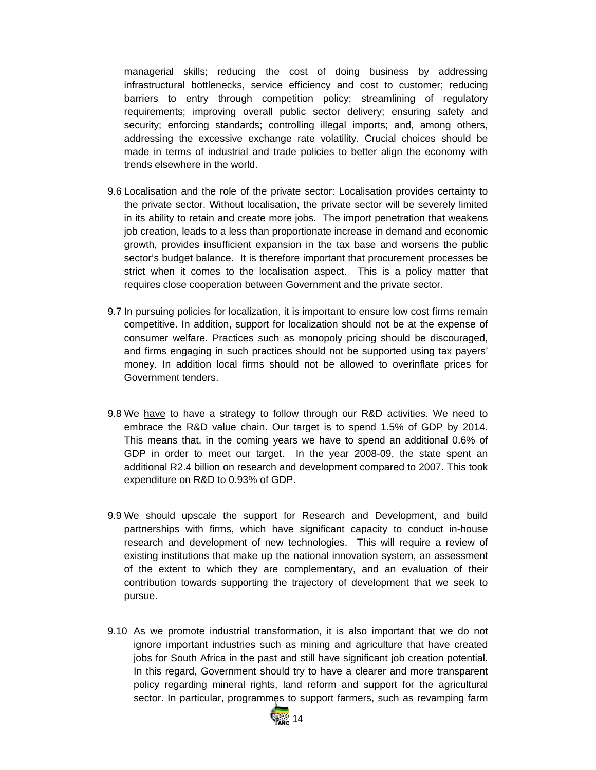managerial skills; reducing the cost of doing business by addressing infrastructural bottlenecks, service efficiency and cost to customer; reducing barriers to entry through competition policy; streamlining of regulatory requirements; improving overall public sector delivery; ensuring safety and security; enforcing standards; controlling illegal imports; and, among others, addressing the excessive exchange rate volatility. Crucial choices should be made in terms of industrial and trade policies to better align the economy with trends elsewhere in the world.

9.6 Localisation and the role of the private sector: Localisation provides certainty to the private sector. Without localisation, the private sector will be severely limited in its ability to retain and create more jobs. The import penetration that weakens job creation, leads to a less than proportionate increase in demand and economic growth, provides insufficient expansion in the tax base and worsens the public sector's budget balance. It is therefore important that procurement processes be strict when it comes to the localisation aspect. This is a policy matter that requires close cooperation between Government and the private sector.

9.7 In pursuing policies for localization, it is important to ensure low cost firms remain competitive. In addition, support for localization should not be at the expense of consumer welfare. Practices such as monopoly pricing should be discouraged, and firms engaging in such practices should not be supported using tax payers' money. In addition local firms should not be allowed to overinflate prices for Government tenders.

9.8 We <u>have</u> to have a strategy to follow through our R&D activities. We need to embrace the R&D value chain. Our target is to spend 1.5% of GDP by 2014. This means that, in the coming years we have to spend an additional 0.6% of GDP in order to meet our target. In the year 2008-09, the state spent an additional R2.4 billion on research and development compared to 2007. This took expenditure on R&D to 0.93% of GDP.

9.9 We should upscale the support for Research and Development, and build partnerships with firms, which have significant capacity to conduct in-house research and development of new technologies. This will require a review of existing institutions that make up the national innovation system, an assessment of the extent to which they are complementary, and an evaluation of their contribution towards supporting the trajectory of development that we seek to pursue.

9.10 As we promote industrial transformation, it is also important that we do not ignore important industries such as mining and agriculture that have created jobs for South Africa in the past and still have significant job creation potential. In this regard, Government should try to have a clearer and more transparent policy regarding mineral rights, land reform and support for the agricultural sector. In particular, programmes to support farmers, such as revamping farm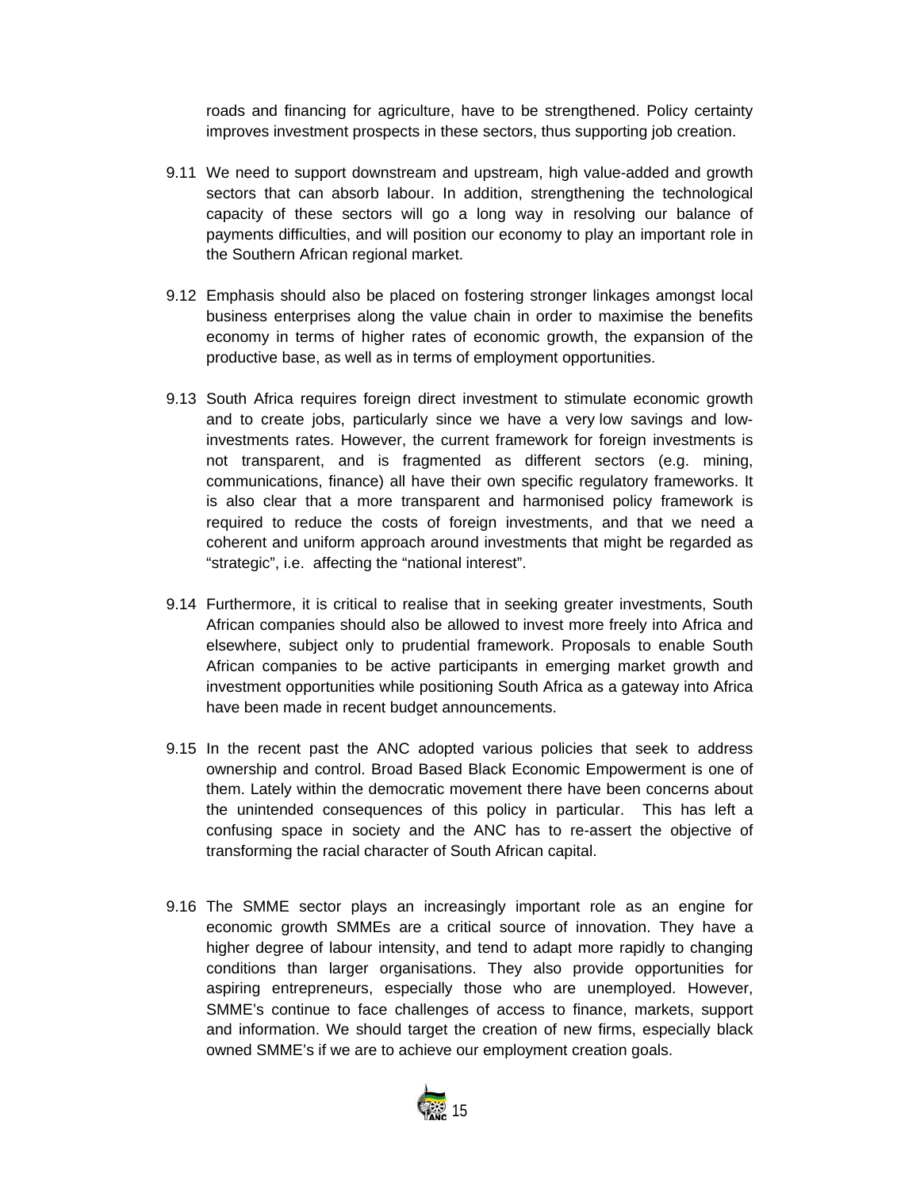roads and financing for agriculture, have to be strengthened. Policy certainty improves investment prospects in these sectors, thus supporting job creation.

9.11 We need to support downstream and upstream, high value-added and growth sectors that can absorb labour. In addition, strengthening the technological capacity of these sectors will go a long way in resolving our balance of payments difficulties, and will position our economy to play an important role in the Southern African regional market.

9.12 Emphasis should also be placed on fostering stronger linkages amongst local business enterprises along the value chain in order to maximise the benefits economy in terms of higher rates of economic growth, the expansion of the productive base, as well as in terms of employment opportunities.

9.13 South Africa requires foreign direct investment to stimulate economic growth and to create jobs, particularly since we have a very low savings and low-investments rates. However, the current framework for foreign investments is not transparent, and is fragmented as different sectors (e.g. mining, communications, finance) all have their own specific regulatory frameworks. It is also clear that a more transparent and harmonised policy framework is required to reduce the costs of foreign investments, and that we need a coherent and uniform approach around investments that might be regarded as "strategic", i.e. affecting the "national interest".

9.14 Furthermore, it is critical to realise that in seeking greater investments, South African companies should also be allowed to invest more freely into Africa and elsewhere, subject only to prudential framework. Proposals to enable South African companies to be active participants in emerging market growth and investment opportunities while positioning South Africa as a gateway into Africa have been made in recent budget announcements.

9.15 In the recent past the ANC adopted various policies that seek to address ownership and control. Broad Based Black Economic Empowerment is one of them. Lately within the democratic movement there have been concerns about the unintended consequences of this policy in particular. This has left a confusing space in society and the ANC has to re-assert the objective of transforming the racial character of South African capital.

9.16 The SMME sector plays an increasingly important role as an engine for economic growth SMMEs are a critical source of innovation. They have a higher degree of labour intensity, and tend to adapt more rapidly to changing conditions than larger organisations. They also provide opportunities for aspiring entrepreneurs, especially those who are unemployed. However, SMME's continue to face challenges of access to finance, markets, support and information. We should target the creation of new firms, especially black owned SMME's if we are to achieve our employment creation goals.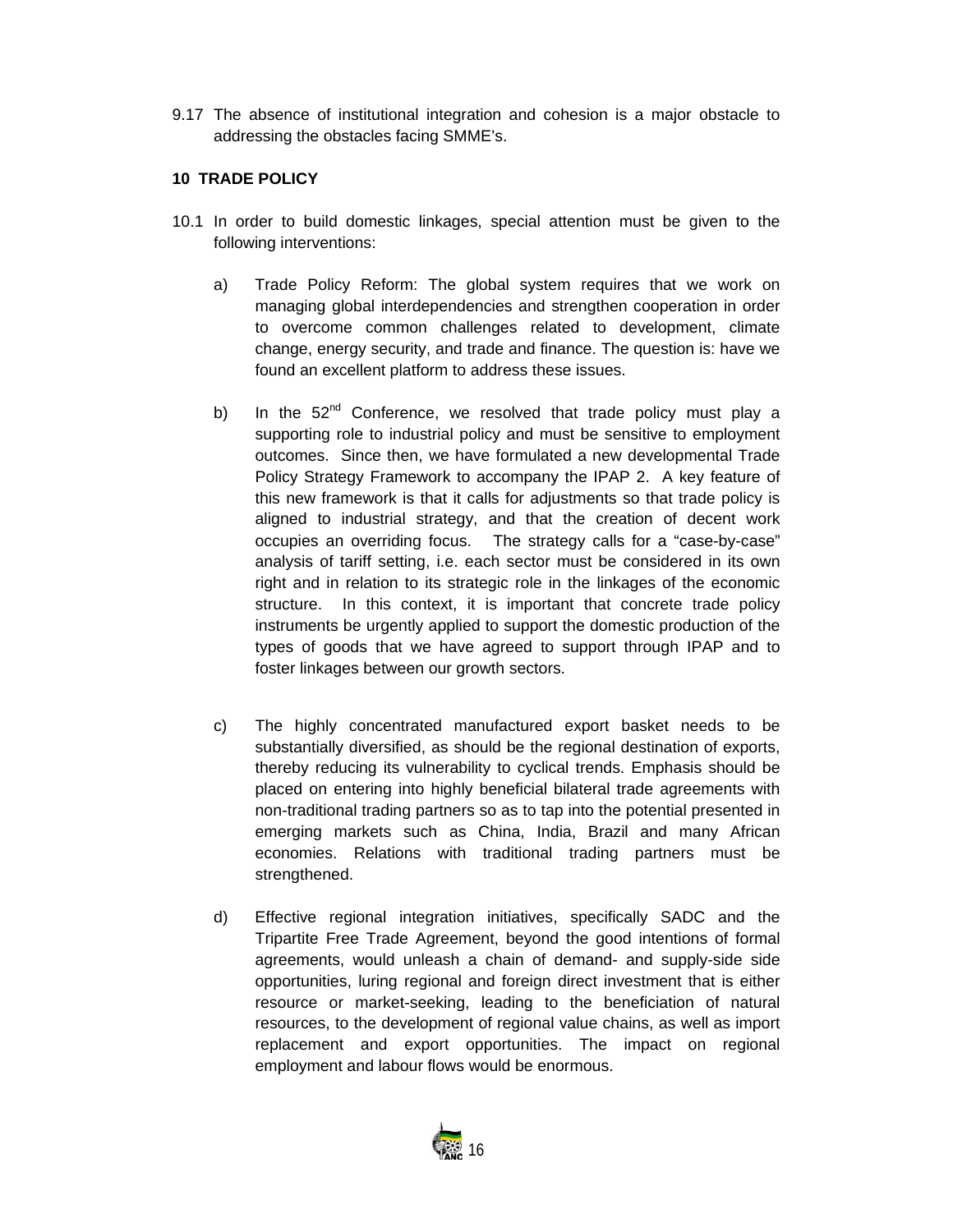9.17 The absence of institutional integration and cohesion is a major obstacle to addressing the obstacles facing SMME's.

**10 TRADE POLICY**

10.1 In order to build domestic linkages, special attention must be given to the following interventions:

a) Trade Policy Reform: The global system requires that we work on managing global interdependencies and strengthen cooperation in order to overcome common challenges related to development, climate change, energy security, and trade and finance. The question is: have we found an excellent platform to address these issues.

b) In the 52nd Conference, we resolved that trade policy must play a supporting role to industrial policy and must be sensitive to employment outcomes. Since then, we have formulated a new developmental Trade Policy Strategy Framework to accompany the IPAP 2. A key feature of this new framework is that it calls for adjustments so that trade policy is aligned to industrial strategy, and that the creation of decent work occupies an overriding focus. The strategy calls for a "case-by-case" analysis of tariff setting, i.e. each sector must be considered in its own right and in relation to its strategic role in the linkages of the economic structure. In this context, it is important that concrete trade policy instruments be urgently applied to support the domestic production of the types of goods that we have agreed to support through IPAP and to foster linkages between our growth sectors.

c) The highly concentrated manufactured export basket needs to be substantially diversified, as should be the regional destination of exports, thereby reducing its vulnerability to cyclical trends. Emphasis should be placed on entering into highly beneficial bilateral trade agreements with non-traditional trading partners so as to tap into the potential presented in emerging markets such as China, India, Brazil and many African economies. Relations with traditional trading partners must be strengthened.

d) Effective regional integration initiatives, specifically SADC and the Tripartite Free Trade Agreement, beyond the good intentions of formal agreements, would unleash a chain of demand- and supply-side side opportunities, luring regional and foreign direct investment that is either resource or market-seeking, leading to the beneficiation of natural resources, to the development of regional value chains, as well as import replacement and export opportunities. The impact on regional employment and labour flows would be enormous.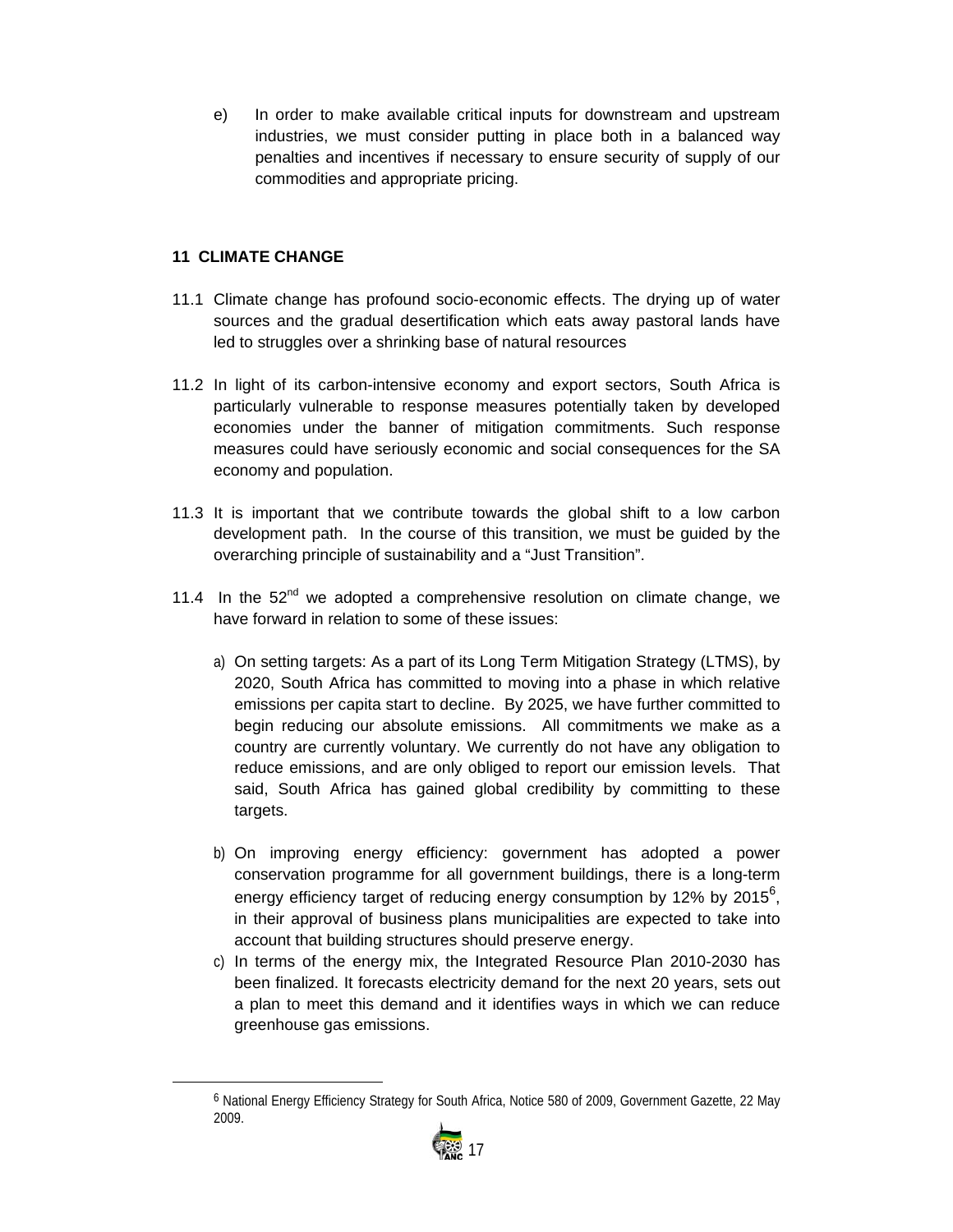e) In order to make available critical inputs for downstream and upstream industries, we must consider putting in place both in a balanced way penalties and incentives if necessary to ensure security of supply of our commodities and appropriate pricing.

## 11 CLIMATE CHANGE

11.1 Climate change has profound socio-economic effects. The drying up of water sources and the gradual desertification which eats away pastoral lands have led to struggles over a shrinking base of natural resources

11.2 In light of its carbon-intensive economy and export sectors, South Africa is particularly vulnerable to response measures potentially taken by developed economies under the banner of mitigation commitments. Such response measures could have seriously economic and social consequences for the SA economy and population.

11.3 It is important that we contribute towards the global shift to a low carbon development path. In the course of this transition, we must be guided by the overarching principle of sustainability and a "Just Transition".

11.4 In the 52nd we adopted a comprehensive resolution on climate change, we have forward in relation to some of these issues:

a) On setting targets: As a part of its Long Term Mitigation Strategy (LTMS), by 2020, South Africa has committed to moving into a phase in which relative emissions per capita start to decline. By 2025, we have further committed to begin reducing our absolute emissions. All commitments we make as a country are currently voluntary. We currently do not have any obligation to reduce emissions, and are only obliged to report our emission levels. That said, South Africa has gained global credibility by committing to these targets.

b) On improving energy efficiency: government has adopted a power conservation programme for all government buildings, there is a long-term energy efficiency target of reducing energy consumption by 12% by 2015[6], in their approval of business plans municipalities are expected to take into account that building structures should preserve energy.

c) In terms of the energy mix, the Integrated Resource Plan 2010-2030 has been finalized. It forecasts electricity demand for the next 20 years, sets out a plan to meet this demand and it identifies ways in which we can reduce greenhouse gas emissions.

---

[6] National Energy Efficiency Strategy for South Africa, Notice 580 of 2009, Government Gazette, 22 May 2009.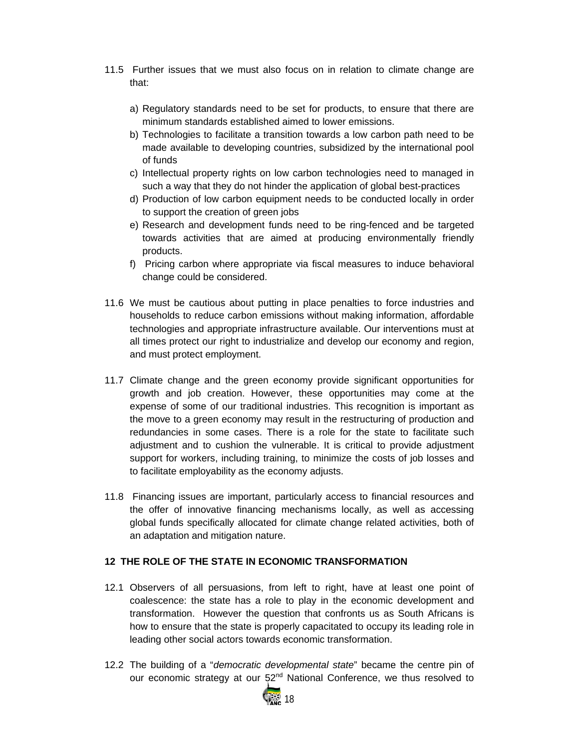11.5 Further issues that we must also focus on in relation to climate change are that:

a) Regulatory standards need to be set for products, to ensure that there are minimum standards established aimed to lower emissions.
b) Technologies to facilitate a transition towards a low carbon path need to be made available to developing countries, subsidized by the international pool of funds
c) Intellectual property rights on low carbon technologies need to managed in such a way that they do not hinder the application of global best-practices
d) Production of low carbon equipment needs to be conducted locally in order to support the creation of green jobs
e) Research and development funds need to be ring-fenced and be targeted towards activities that are aimed at producing environmentally friendly products.
f) Pricing carbon where appropriate via fiscal measures to induce behavioral change could be considered.

11.6 We must be cautious about putting in place penalties to force industries and households to reduce carbon emissions without making information, affordable technologies and appropriate infrastructure available. Our interventions must at all times protect our right to industrialize and develop our economy and region, and must protect employment.

11.7 Climate change and the green economy provide significant opportunities for growth and job creation. However, these opportunities may come at the expense of some of our traditional industries. This recognition is important as the move to a green economy may result in the restructuring of production and redundancies in some cases. There is a role for the state to facilitate such adjustment and to cushion the vulnerable. It is critical to provide adjustment support for workers, including training, to minimize the costs of job losses and to facilitate employability as the economy adjusts.

11.8 Financing issues are important, particularly access to financial resources and the offer of innovative financing mechanisms locally, as well as accessing global funds specifically allocated for climate change related activities, both of an adaptation and mitigation nature.

## 12 THE ROLE OF THE STATE IN ECONOMIC TRANSFORMATION

12.1 Observers of all persuasions, from left to right, have at least one point of coalescence: the state has a role to play in the economic development and transformation. However the question that confronts us as South Africans is how to ensure that the state is properly capacitated to occupy its leading role in leading other social actors towards economic transformation.

12.2 The building of a "*democratic developmental state*" became the centre pin of our economic strategy at our 52nd National Conference, we thus resolved to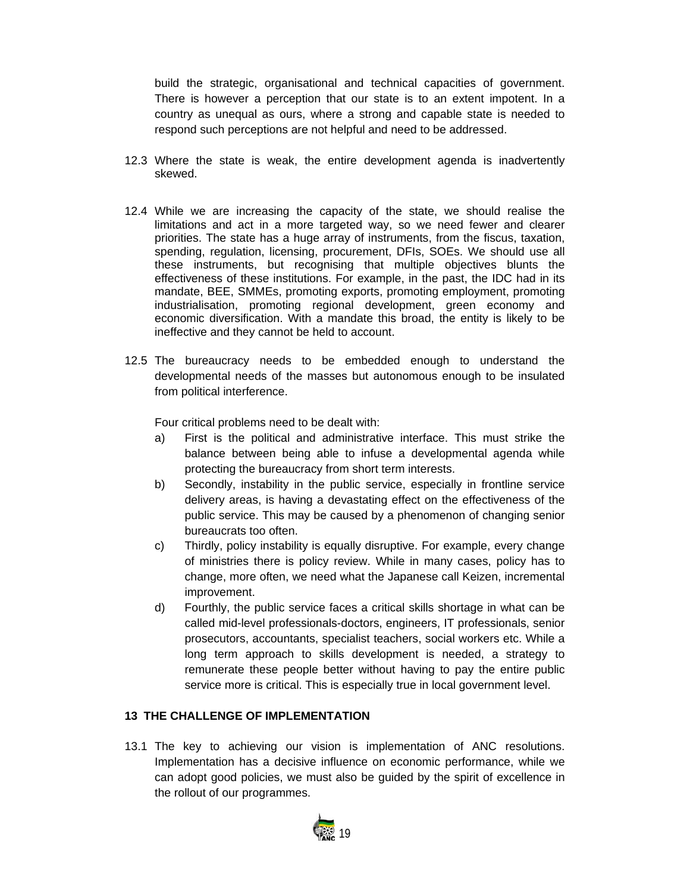build the strategic, organisational and technical capacities of government. There is however a perception that our state is to an extent impotent. In a country as unequal as ours, where a strong and capable state is needed to respond such perceptions are not helpful and need to be addressed.

12.3 Where the state is weak, the entire development agenda is inadvertently skewed.

12.4 While we are increasing the capacity of the state, we should realise the limitations and act in a more targeted way, so we need fewer and clearer priorities. The state has a huge array of instruments, from the fiscus, taxation, spending, regulation, licensing, procurement, DFIs, SOEs. We should use all these instruments, but recognising that multiple objectives blunts the effectiveness of these institutions. For example, in the past, the IDC had in its mandate, BEE, SMMEs, promoting exports, promoting employment, promoting industrialisation, promoting regional development, green economy and economic diversification. With a mandate this broad, the entity is likely to be ineffective and they cannot be held to account.

12.5 The bureaucracy needs to be embedded enough to understand the developmental needs of the masses but autonomous enough to be insulated from political interference.

Four critical problems need to be dealt with:

a) First is the political and administrative interface. This must strike the balance between being able to infuse a developmental agenda while protecting the bureaucracy from short term interests.
b) Secondly, instability in the public service, especially in frontline service delivery areas, is having a devastating effect on the effectiveness of the public service. This may be caused by a phenomenon of changing senior bureaucrats too often.
c) Thirdly, policy instability is equally disruptive. For example, every change of ministries there is policy review. While in many cases, policy has to change, more often, we need what the Japanese call Keizen, incremental improvement.
d) Fourthly, the public service faces a critical skills shortage in what can be called mid-level professionals-doctors, engineers, IT professionals, senior prosecutors, accountants, specialist teachers, social workers etc. While a long term approach to skills development is needed, a strategy to remunerate these people better without having to pay the entire public service more is critical. This is especially true in local government level.

## 13 THE CHALLENGE OF IMPLEMENTATION

13.1 The key to achieving our vision is implementation of ANC resolutions. Implementation has a decisive influence on economic performance, while we can adopt good policies, we must also be guided by the spirit of excellence in the rollout of our programmes.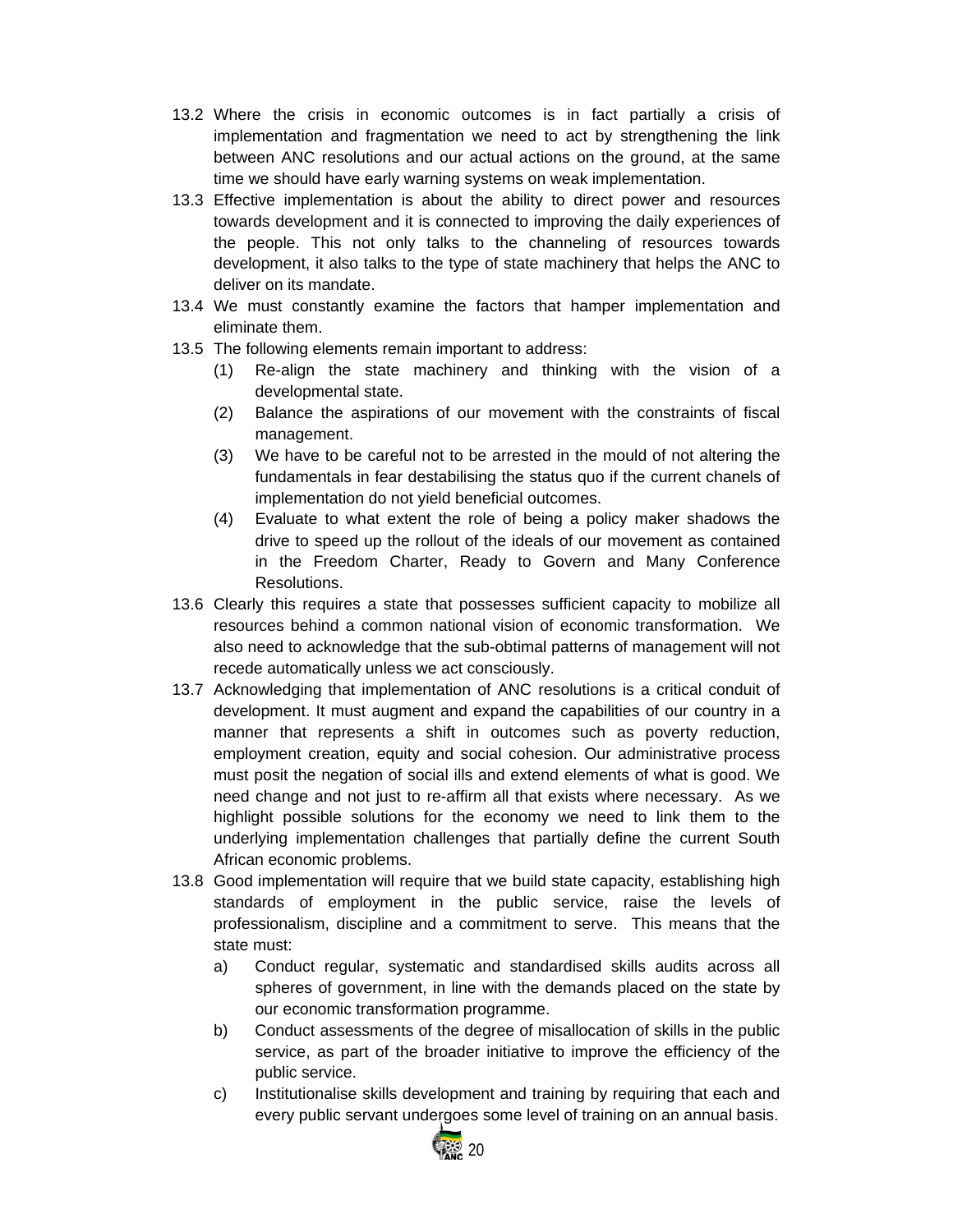13.2 Where the crisis in economic outcomes is in fact partially a crisis of implementation and fragmentation we need to act by strengthening the link between ANC resolutions and our actual actions on the ground, at the same time we should have early warning systems on weak implementation.

13.3 Effective implementation is about the ability to direct power and resources towards development and it is connected to improving the daily experiences of the people. This not only talks to the channeling of resources towards development, it also talks to the type of state machinery that helps the ANC to deliver on its mandate.

13.4 We must constantly examine the factors that hamper implementation and eliminate them.

13.5 The following elements remain important to address:

(1) Re-align the state machinery and thinking with the vision of a developmental state.

(2) Balance the aspirations of our movement with the constraints of fiscal management.

(3) We have to be careful not to be arrested in the mould of not altering the fundamentals in fear destabilising the status quo if the current chanels of implementation do not yield beneficial outcomes.

(4) Evaluate to what extent the role of being a policy maker shadows the drive to speed up the rollout of the ideals of our movement as contained in the Freedom Charter, Ready to Govern and Many Conference Resolutions.

13.6 Clearly this requires a state that possesses sufficient capacity to mobilize all resources behind a common national vision of economic transformation. We also need to acknowledge that the sub-obtimal patterns of management will not recede automatically unless we act consciously.

13.7 Acknowledging that implementation of ANC resolutions is a critical conduit of development. It must augment and expand the capabilities of our country in a manner that represents a shift in outcomes such as poverty reduction, employment creation, equity and social cohesion. Our administrative process must posit the negation of social ills and extend elements of what is good. We need change and not just to re-affirm all that exists where necessary. As we highlight possible solutions for the economy we need to link them to the underlying implementation challenges that partially define the current South African economic problems.

13.8 Good implementation will require that we build state capacity, establishing high standards of employment in the public service, raise the levels of professionalism, discipline and a commitment to serve. This means that the state must:

a) Conduct regular, systematic and standardised skills audits across all spheres of government, in line with the demands placed on the state by our economic transformation programme.

b) Conduct assessments of the degree of misallocation of skills in the public service, as part of the broader initiative to improve the efficiency of the public service.

c) Institutionalise skills development and training by requiring that each and every public servant undergoes some level of training on an annual basis.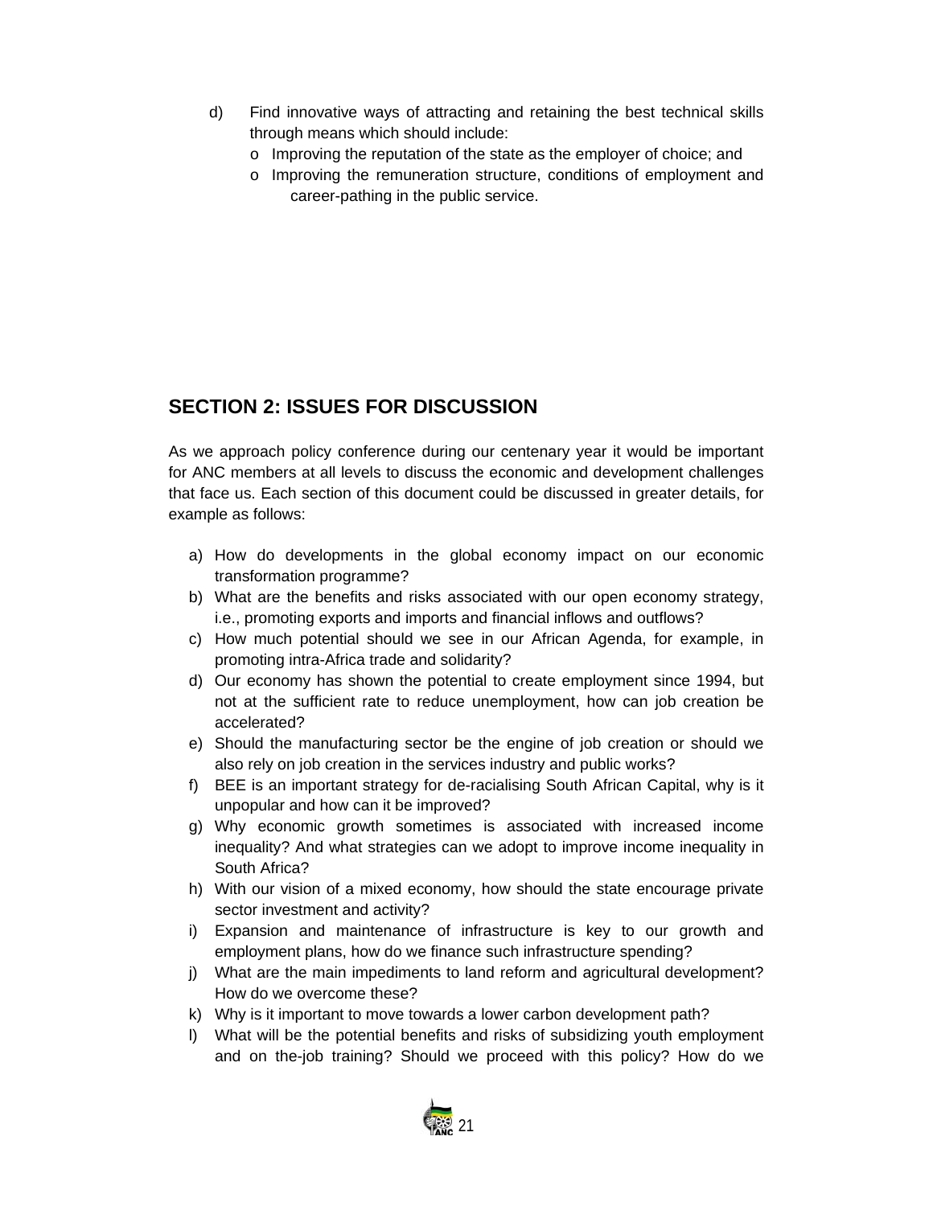d) Find innovative ways of attracting and retaining the best technical skills through means which should include:
   - Improving the reputation of the state as the employer of choice; and
   - Improving the remuneration structure, conditions of employment and career-pathing in the public service.

## SECTION 2: ISSUES FOR DISCUSSION

As we approach policy conference during our centenary year it would be important for ANC members at all levels to discuss the economic and development challenges that face us. Each section of this document could be discussed in greater details, for example as follows:

a) How do developments in the global economy impact on our economic transformation programme?
b) What are the benefits and risks associated with our open economy strategy, i.e., promoting exports and imports and financial inflows and outflows?
c) How much potential should we see in our African Agenda, for example, in promoting intra-Africa trade and solidarity?
d) Our economy has shown the potential to create employment since 1994, but not at the sufficient rate to reduce unemployment, how can job creation be accelerated?
e) Should the manufacturing sector be the engine of job creation or should we also rely on job creation in the services industry and public works?
f) BEE is an important strategy for de-racialising South African Capital, why is it unpopular and how can it be improved?
g) Why economic growth sometimes is associated with increased income inequality? And what strategies can we adopt to improve income inequality in South Africa?
h) With our vision of a mixed economy, how should the state encourage private sector investment and activity?
i) Expansion and maintenance of infrastructure is key to our growth and employment plans, how do we finance such infrastructure spending?
j) What are the main impediments to land reform and agricultural development? How do we overcome these?
k) Why is it important to move towards a lower carbon development path?
l) What will be the potential benefits and risks of subsidizing youth employment and on the-job training? Should we proceed with this policy? How do we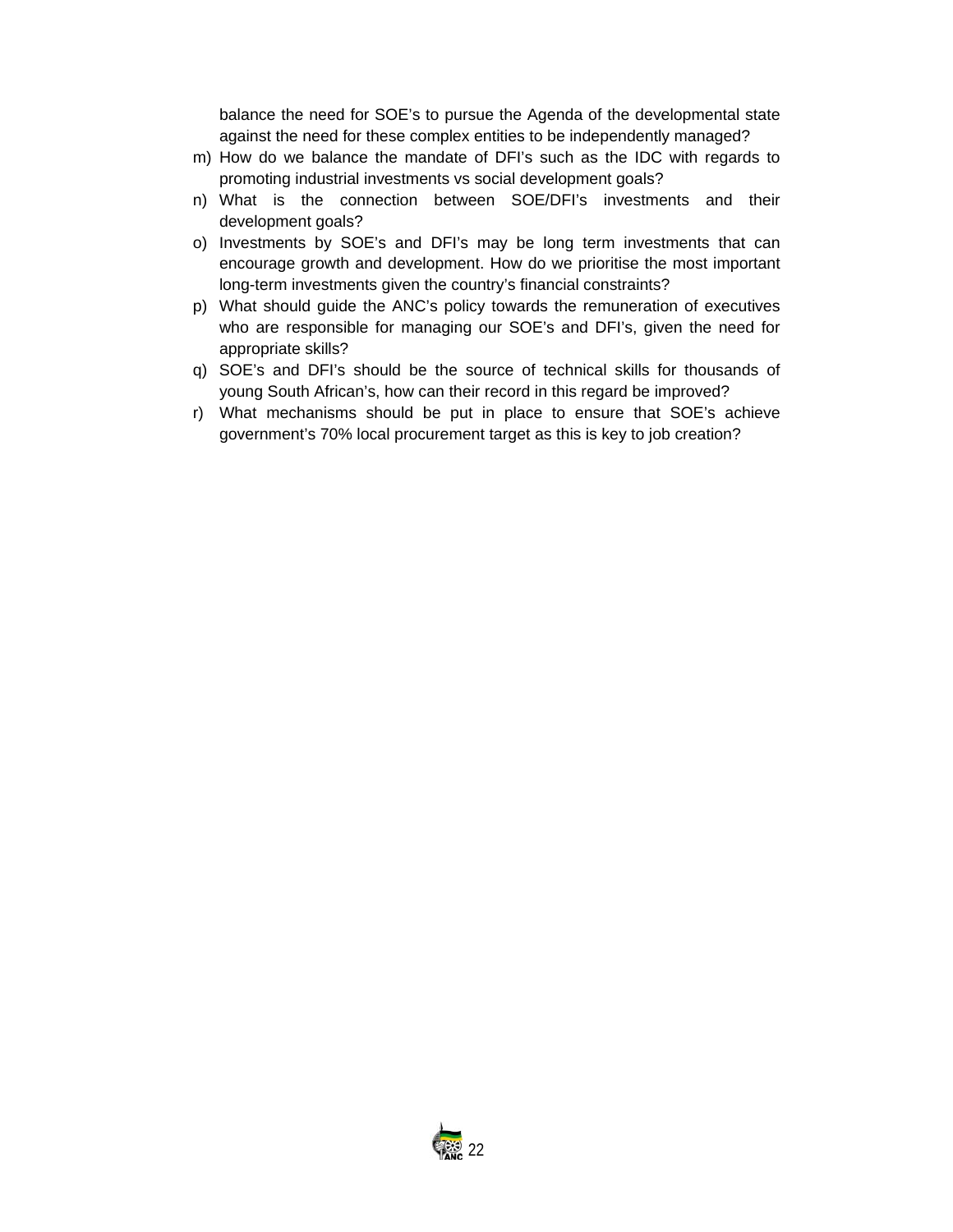balance the need for SOE's to pursue the Agenda of the developmental state against the need for these complex entities to be independently managed?

m) How do we balance the mandate of DFI's such as the IDC with regards to promoting industrial investments vs social development goals?
n) What is the connection between SOE/DFI's investments and their development goals?
o) Investments by SOE's and DFI's may be long term investments that can encourage growth and development. How do we prioritise the most important long-term investments given the country's financial constraints?
p) What should guide the ANC's policy towards the remuneration of executives who are responsible for managing our SOE's and DFI's, given the need for appropriate skills?
q) SOE's and DFI's should be the source of technical skills for thousands of young South African's, how can their record in this regard be improved?
r) What mechanisms should be put in place to ensure that SOE's achieve government's 70% local procurement target as this is key to job creation?